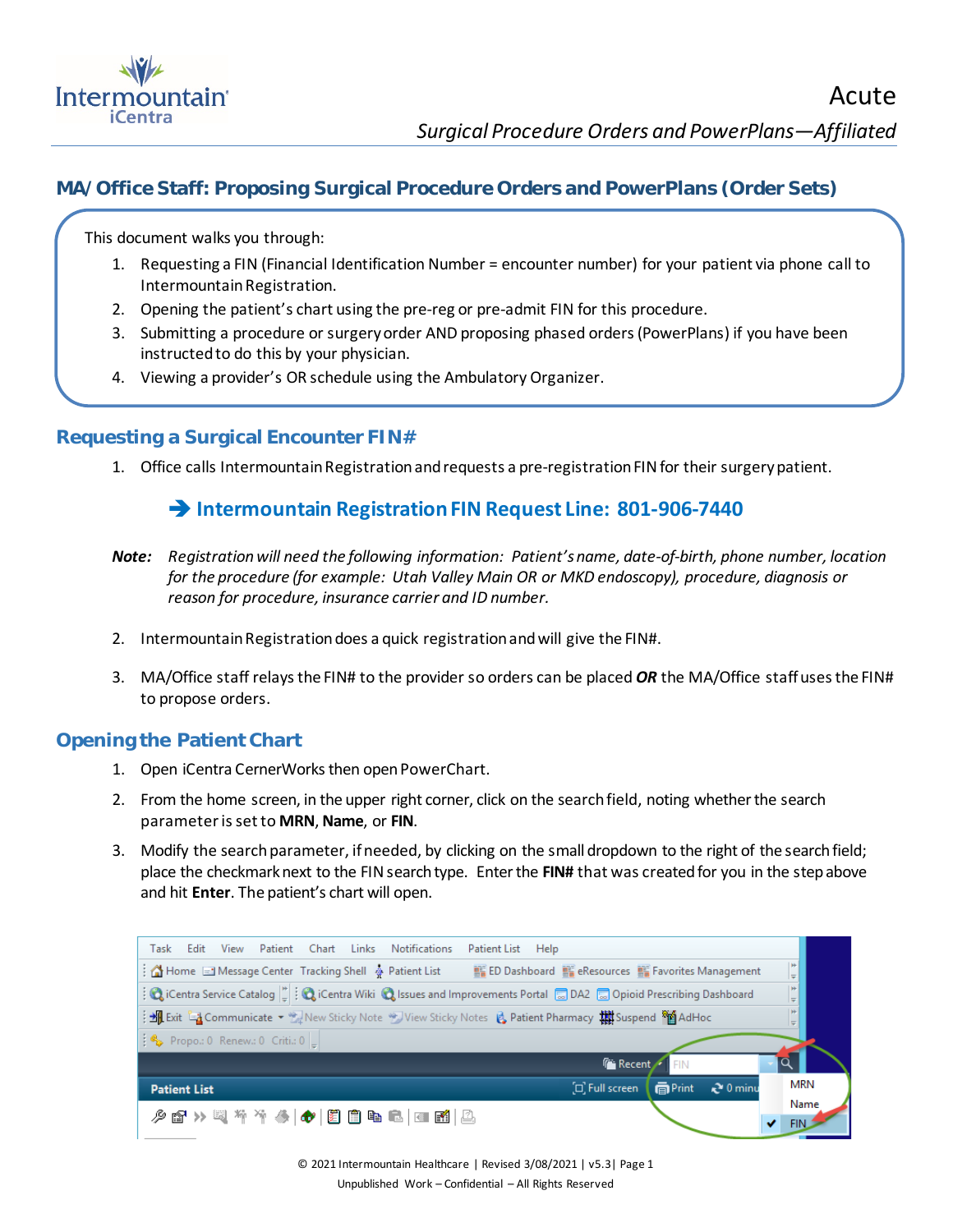Acute

*Surgical Procedure Orders and PowerPlans—Affiliated*

## MA/ Office Staff: Proposing Surgical Procedure Orders and PowerPlans (Order Sets)

This document walks you through:

1. Requesting a FIN (Financial Identification Number = encounter number) for your patient via phone call to Intermountain Registration.
2. Opening the patient's chart using the pre-reg or pre-admit FIN for this procedure.
3. Submitting a procedure or surgery order AND proposing phased orders (PowerPlans) if you have been instructed to do this by your physician.
4. Viewing a provider's OR schedule using the Ambulatory Organizer.

## Requesting a Surgical Encounter FIN#

1. Office calls Intermountain Registration and requests a pre-registration FIN for their surgery patient.

➔ **Intermountain Registration FIN Request Line: 801-906-7440**

***Note:*** *Registration will need the following information: Patient's name, date-of-birth, phone number, location for the procedure (for example: Utah Valley Main OR or MKD endoscopy), procedure, diagnosis or reason for procedure, insurance carrier and ID number.*

2. Intermountain Registration does a quick registration and will give the FIN#.

3. MA/Office staff relays the FIN# to the provider so orders can be placed ***OR*** the MA/Office staff uses the FIN# to propose orders.

## Opening the Patient Chart

1. Open iCentra CernerWorks then open PowerChart.
2. From the home screen, in the upper right corner, click on the search field, noting whether the search parameter is set to **MRN**, **Name**, or **FIN**.
3. Modify the search parameter, if needed, by clicking on the small dropdown to the right of the search field; place the checkmark next to the FIN search type. Enter the **FIN#** that was created for you in the step above and hit **Enter**. The patient's chart will open.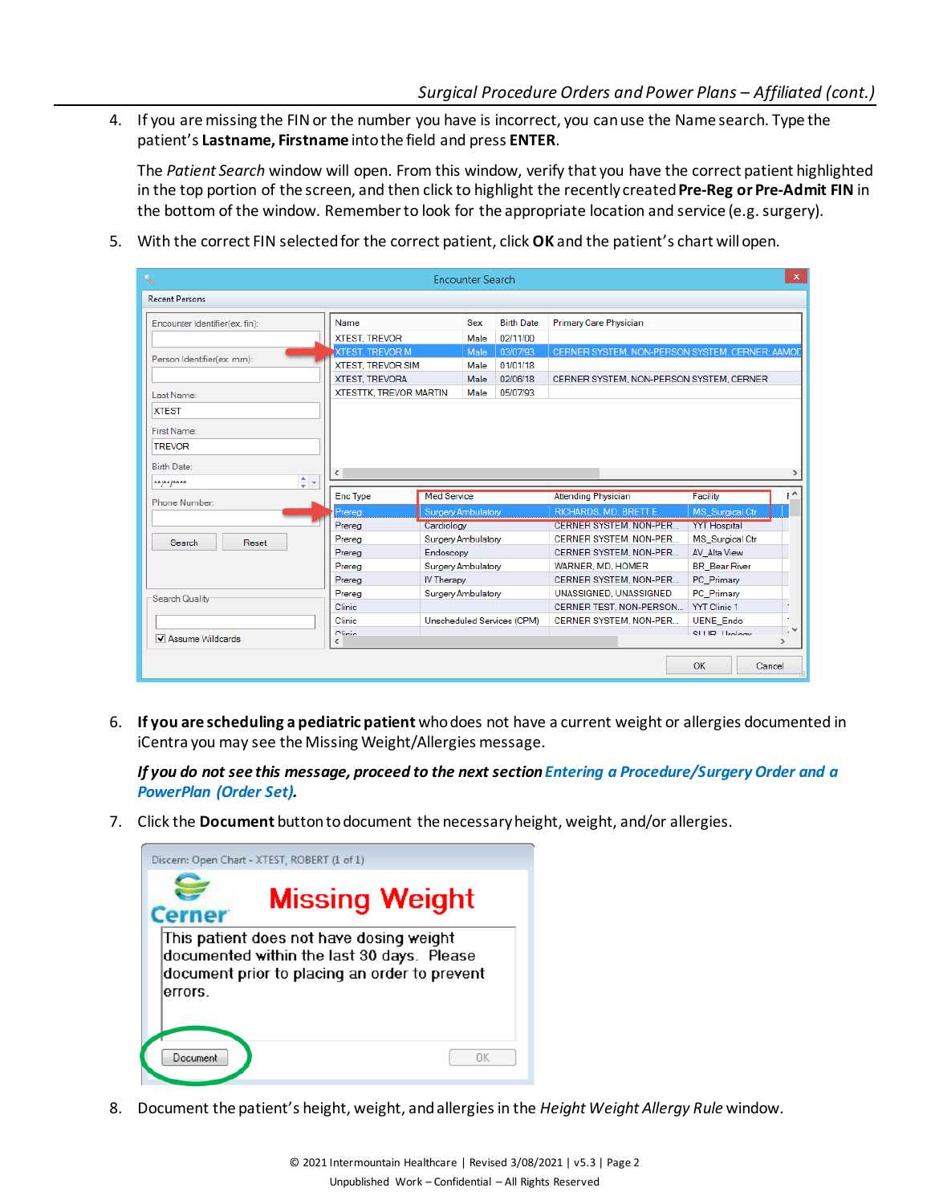4. If you are missing the FIN or the number you have is incorrect, you can use the Name search. Type the patient's **Lastname, Firstname** into the field and press **ENTER**.

   The *Patient Search* window will open. From this window, verify that you have the correct patient highlighted in the top portion of the screen, and then click to highlight the recently created **Pre-Reg or Pre-Admit FIN** in the bottom of the window. Remember to look for the appropriate location and service (e.g. surgery).

5. With the correct FIN selected for the correct patient, click **OK** and the patient's chart will open.

6. **If you are scheduling a pediatric patient** who does not have a current weight or allergies documented in iCentra you may see the Missing Weight/Allergies message.

   ***If you do not see this message, proceed to the next section Entering a Procedure/Surgery Order and a PowerPlan (Order Set).***

7. Click the **Document** button to document the necessary height, weight, and/or allergies.

8. Document the patient's height, weight, and allergies in the *Height Weight Allergy Rule* window.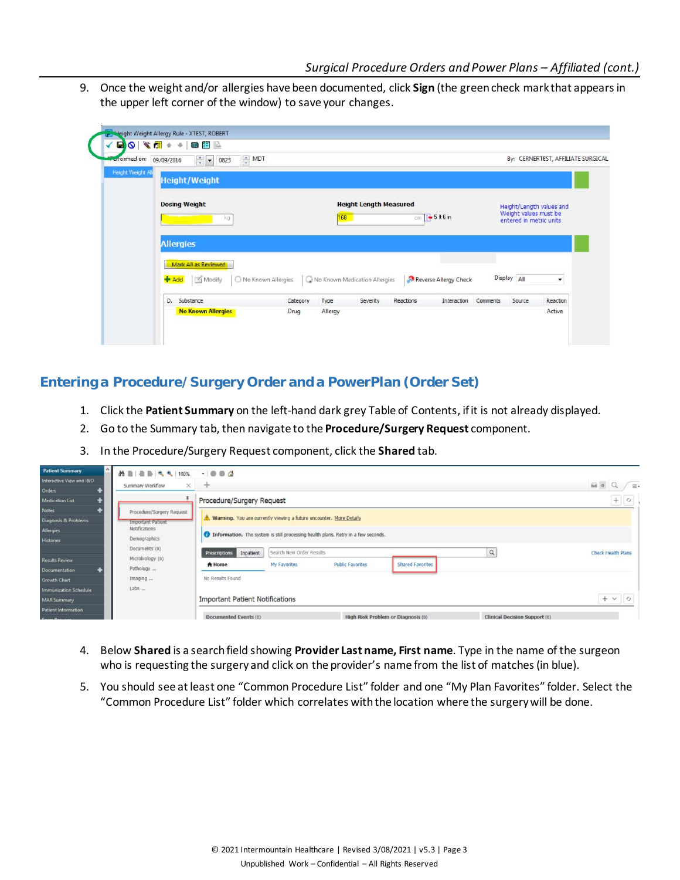9. Once the weight and/or allergies have been documented, click **Sign** (the green check mark that appears in the upper left corner of the window) to save your changes.

## Entering a Procedure/ Surgery Order and a PowerPlan (Order Set)

1. Click the **Patient Summary** on the left-hand dark grey Table of Contents, if it is not already displayed.
2. Go to the Summary tab, then navigate to the **Procedure/Surgery Request** component.
3. In the Procedure/Surgery Request component, click the **Shared** tab.
4. Below **Shared** is a search field showing **Provider Last name, First name**. Type in the name of the surgeon who is requesting the surgery and click on the provider's name from the list of matches (in blue).
5. You should see at least one "Common Procedure List" folder and one "My Plan Favorites" folder. Select the "Common Procedure List" folder which correlates with the location where the surgery will be done.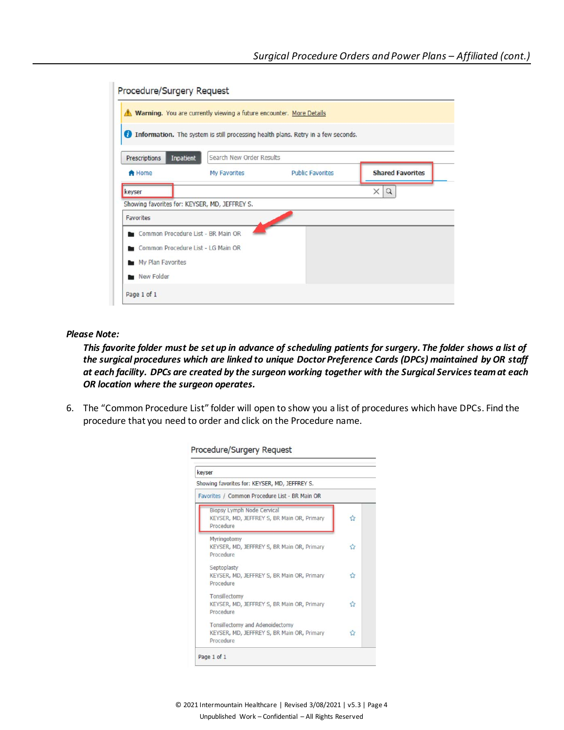***Please Note:***

***This favorite folder must be set up in advance of scheduling patients for surgery. The folder shows a list of the surgical procedures which are linked to unique Doctor Preference Cards (DPCs) maintained by OR staff at each facility. DPCs are created by the surgeon working together with the Surgical Services team at each OR location where the surgeon operates.***

6. The "Common Procedure List" folder will open to show you a list of procedures which have DPCs. Find the procedure that you need to order and click on the Procedure name.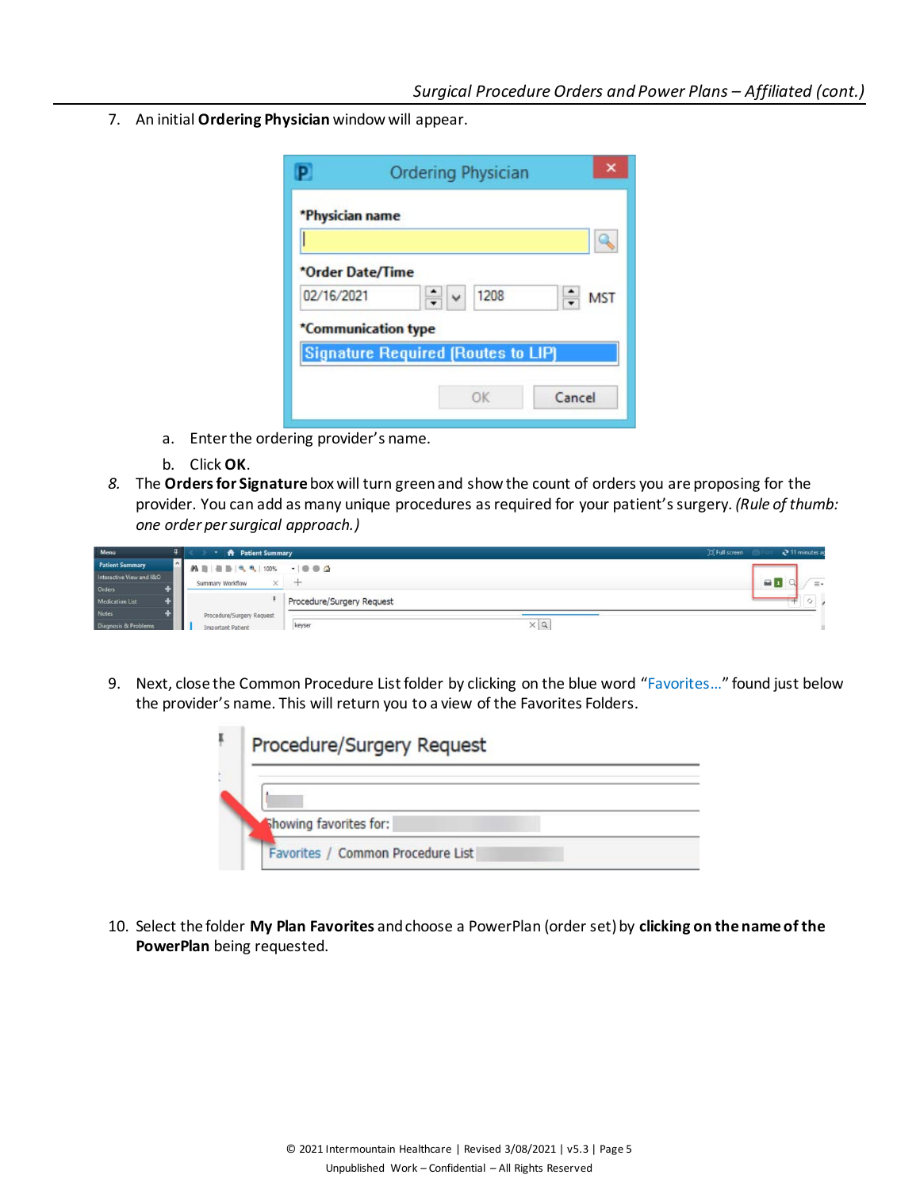7. An initial **Ordering Physician** window will appear.

   a. Enter the ordering provider's name.

   b. Click **OK**.

8. The **Orders for Signature** box will turn green and show the count of orders you are proposing for the provider. You can add as many unique procedures as required for your patient's surgery. *(Rule of thumb: one order per surgical approach.)*

9. Next, close the Common Procedure List folder by clicking on the blue word "Favorites..." found just below the provider's name. This will return you to a view of the Favorites Folders.

10. Select the folder **My Plan Favorites** and choose a PowerPlan (order set) by **clicking on the name of the PowerPlan** being requested.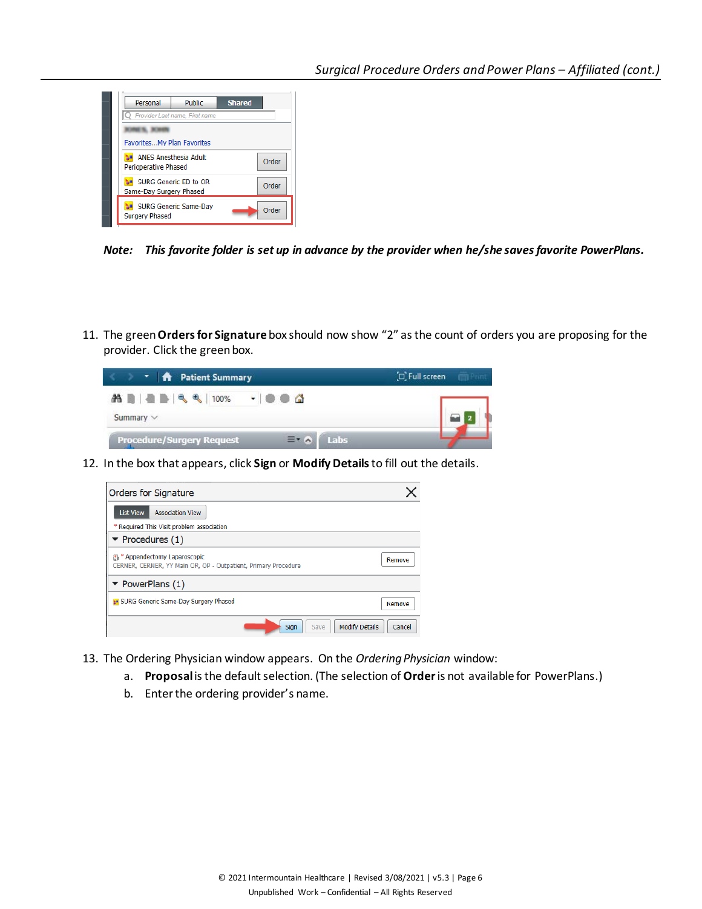**Note:** ***This favorite folder is set up in advance by the provider when he/she saves favorite PowerPlans.***

11. The green **Orders for Signature** box should now show "2" as the count of orders you are proposing for the provider. Click the green box.

12. In the box that appears, click **Sign** or **Modify Details** to fill out the details.

13. The Ordering Physician window appears. On the *Ordering Physician* window:
    a. **Proposal** is the default selection. (The selection of **Order** is not available for PowerPlans.)
    b. Enter the ordering provider's name.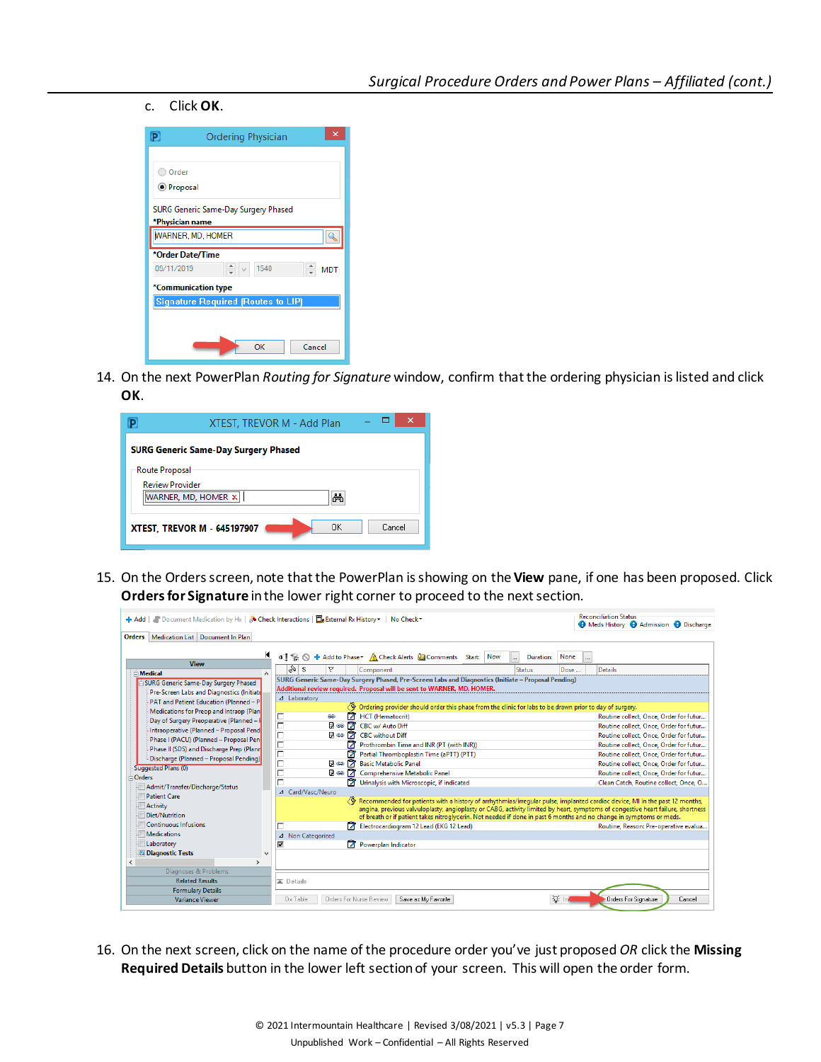c. Click **OK**.

14. On the next PowerPlan *Routing for Signature* window, confirm that the ordering physician is listed and click **OK**.

15. On the Orders screen, note that the PowerPlan is showing on the **View** pane, if one has been proposed. Click **Orders for Signature** in the lower right corner to proceed to the next section.

16. On the next screen, click on the name of the procedure order you've just proposed *OR* click the **Missing Required Details** button in the lower left section of your screen. This will open the order form.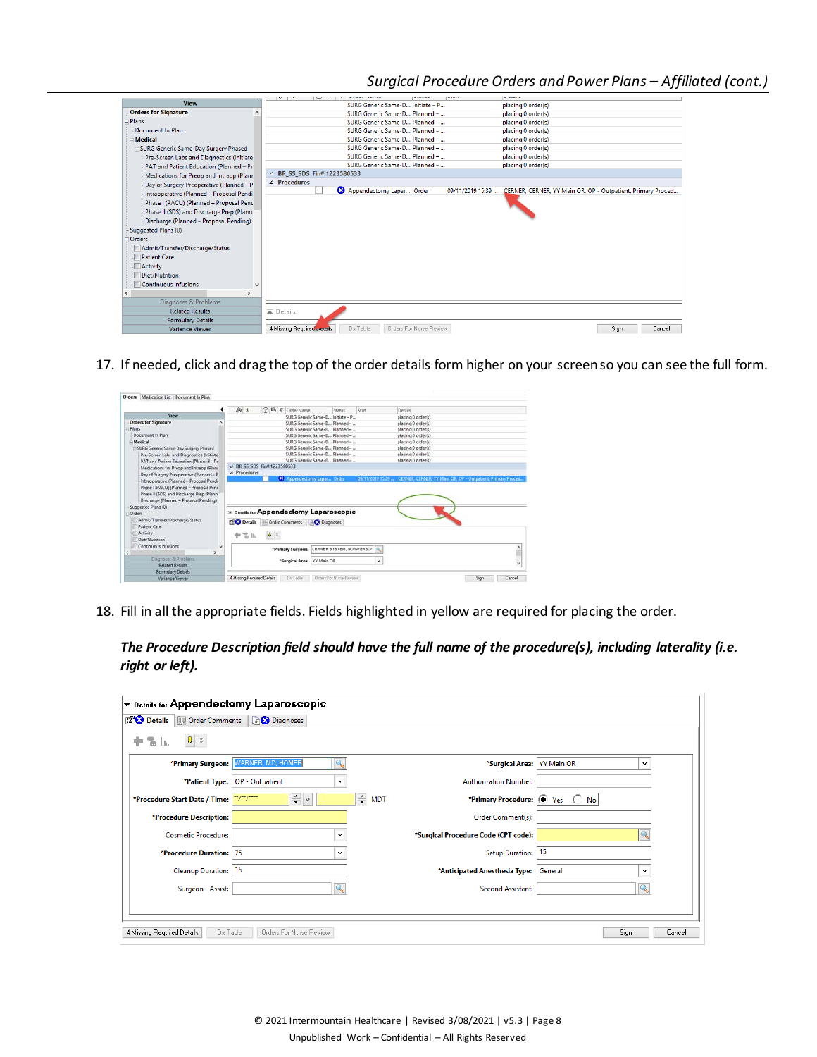17. If needed, click and drag the top of the order details form higher on your screen so you can see the full form.

18. Fill in all the appropriate fields. Fields highlighted in yellow are required for placing the order.

***The Procedure Description field should have the full name of the procedure(s), including laterality (i.e. right or left).***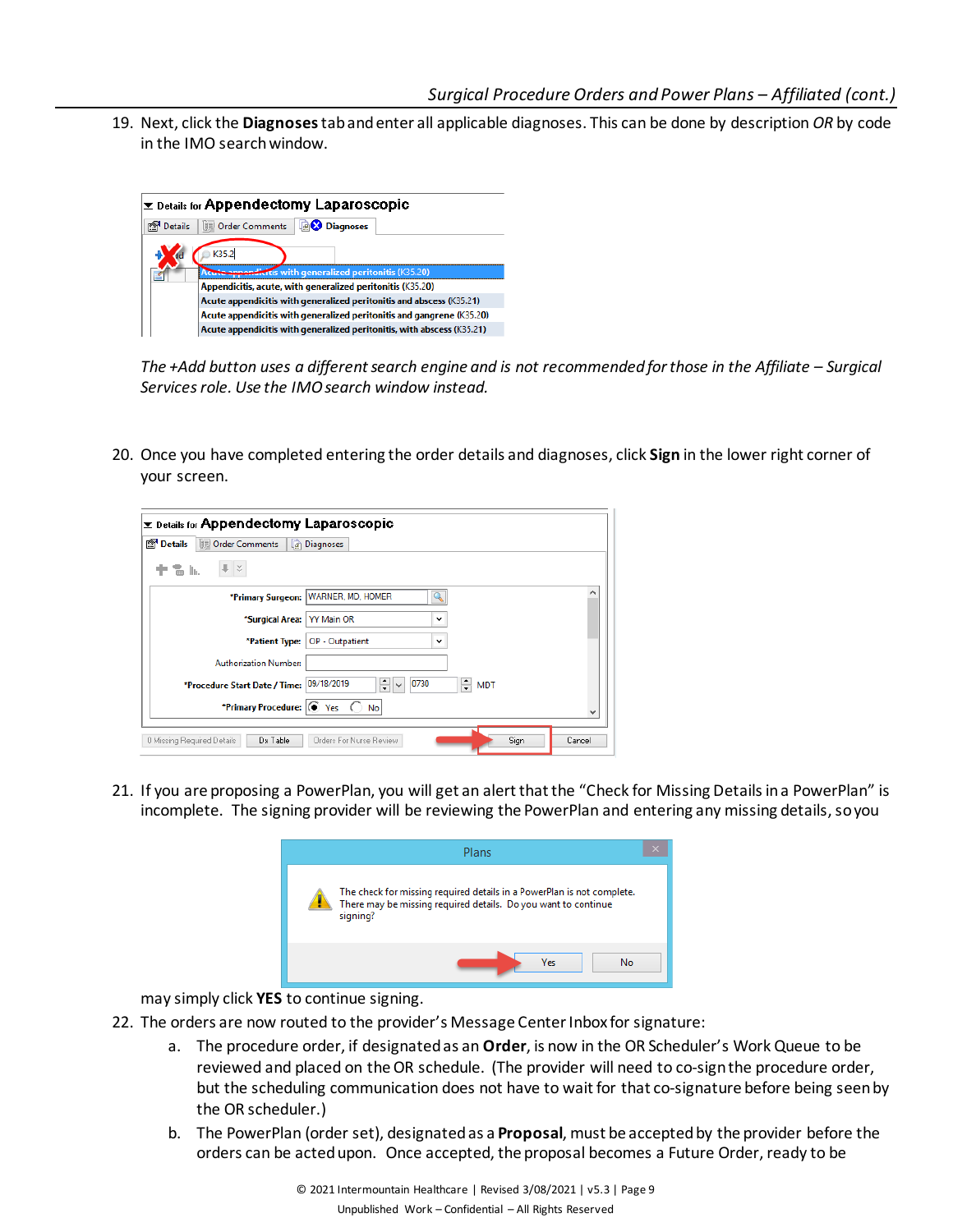19. Next, click the **Diagnoses** tab and enter all applicable diagnoses. This can be done by description *OR* by code in the IMO search window.

    *The +Add button uses a different search engine and is not recommended for those in the Affiliate – Surgical Services role. Use the IMO search window instead.*

20. Once you have completed entering the order details and diagnoses, click **Sign** in the lower right corner of your screen.

21. If you are proposing a PowerPlan, you will get an alert that the "Check for Missing Details in a PowerPlan" is incomplete. The signing provider will be reviewing the PowerPlan and entering any missing details, so you may simply click **YES** to continue signing.

22. The orders are now routed to the provider's Message Center Inbox for signature:
    a. The procedure order, if designated as an **Order**, is now in the OR Scheduler's Work Queue to be reviewed and placed on the OR schedule. (The provider will need to co-sign the procedure order, but the scheduling communication does not have to wait for that co-signature before being seen by the OR scheduler.)
    b. The PowerPlan (order set), designated as a **Proposal**, must be accepted by the provider before the orders can be acted upon. Once accepted, the proposal becomes a Future Order, ready to be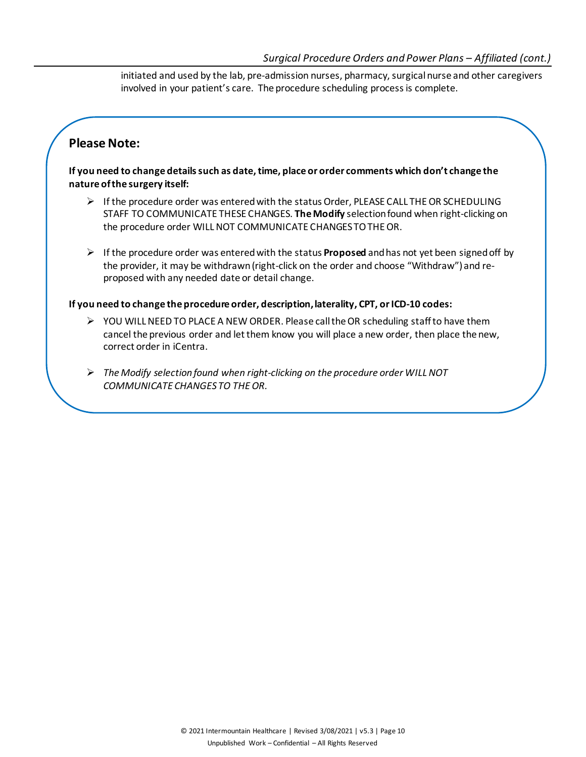initiated and used by the lab, pre-admission nurses, pharmacy, surgical nurse and other caregivers involved in your patient's care. The procedure scheduling process is complete.

## Please Note:

**If you need to change details such as date, time, place or order comments which don't change the nature of the surgery itself:**

- If the procedure order was entered with the status Order, PLEASE CALL THE OR SCHEDULING STAFF TO COMMUNICATE THESE CHANGES. **The Modify** selection found when right-clicking on the procedure order WILL NOT COMMUNICATE CHANGES TO THE OR.
- If the procedure order was entered with the status **Proposed** and has not yet been signed off by the provider, it may be withdrawn (right-click on the order and choose "Withdraw") and re-proposed with any needed date or detail change.

**If you need to change the procedure order, description, laterality, CPT, or ICD-10 codes:**

- YOU WILL NEED TO PLACE A NEW ORDER. Please call the OR scheduling staff to have them cancel the previous order and let them know you will place a new order, then place the new, correct order in iCentra.
- *The Modify selection found when right-clicking on the procedure order WILL NOT COMMUNICATE CHANGES TO THE OR.*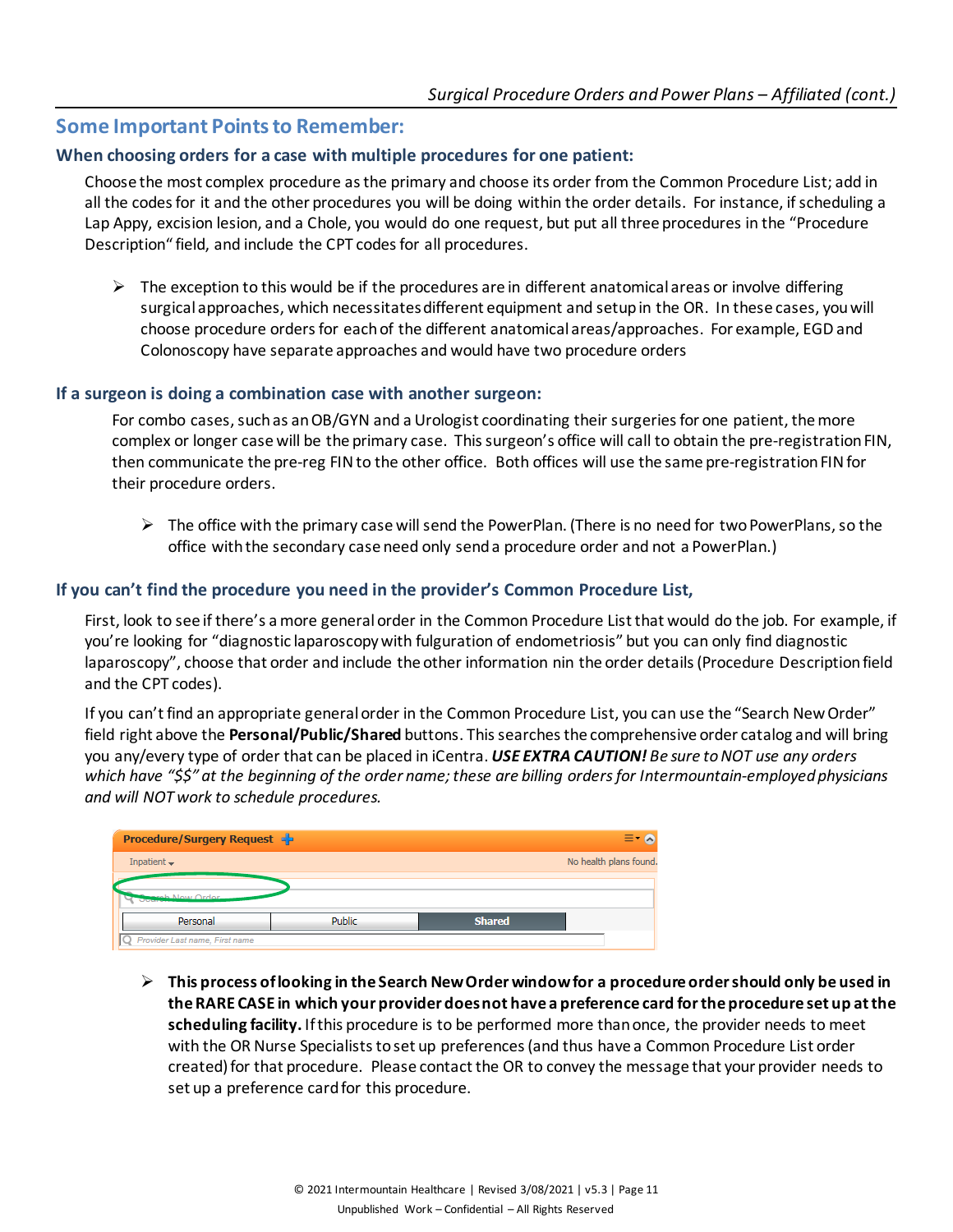## Some Important Points to Remember:

### When choosing orders for a case with multiple procedures for one patient:

Choose the most complex procedure as the primary and choose its order from the Common Procedure List; add in all the codes for it and the other procedures you will be doing within the order details. For instance, if scheduling a Lap Appy, excision lesion, and a Chole, you would do one request, but put all three procedures in the "Procedure Description" field, and include the CPT codes for all procedures.

- The exception to this would be if the procedures are in different anatomical areas or involve differing surgical approaches, which necessitates different equipment and setup in the OR. In these cases, you will choose procedure orders for each of the different anatomical areas/approaches. For example, EGD and Colonoscopy have separate approaches and would have two procedure orders

### If a surgeon is doing a combination case with another surgeon:

For combo cases, such as an OB/GYN and a Urologist coordinating their surgeries for one patient, the more complex or longer case will be the primary case. This surgeon's office will call to obtain the pre-registration FIN, then communicate the pre-reg FIN to the other office. Both offices will use the same pre-registration FIN for their procedure orders.

- The office with the primary case will send the PowerPlan. (There is no need for two PowerPlans, so the office with the secondary case need only send a procedure order and not a PowerPlan.)

### If you can't find the procedure you need in the provider's Common Procedure List,

First, look to see if there's a more general order in the Common Procedure List that would do the job. For example, if you're looking for "diagnostic laparoscopy with fulguration of endometriosis" but you can only find diagnostic laparoscopy", choose that order and include the other information nin the order details (Procedure Description field and the CPT codes).

If you can't find an appropriate general order in the Common Procedure List, you can use the "Search New Order" field right above the **Personal/Public/Shared** buttons. This searches the comprehensive order catalog and will bring you any/every type of order that can be placed in iCentra. ***USE EXTRA CAUTION!*** *Be sure to NOT use any orders which have "$$" at the beginning of the order name; these are billing orders for Intermountain-employed physicians and will NOT work to schedule procedures.*

- **This process of looking in the Search New Order window for a procedure order should only be used in the RARE CASE in which your provider does not have a preference card for the procedure set up at the scheduling facility.** If this procedure is to be performed more than once, the provider needs to meet with the OR Nurse Specialists to set up preferences (and thus have a Common Procedure List order created) for that procedure. Please contact the OR to convey the message that your provider needs to set up a preference card for this procedure.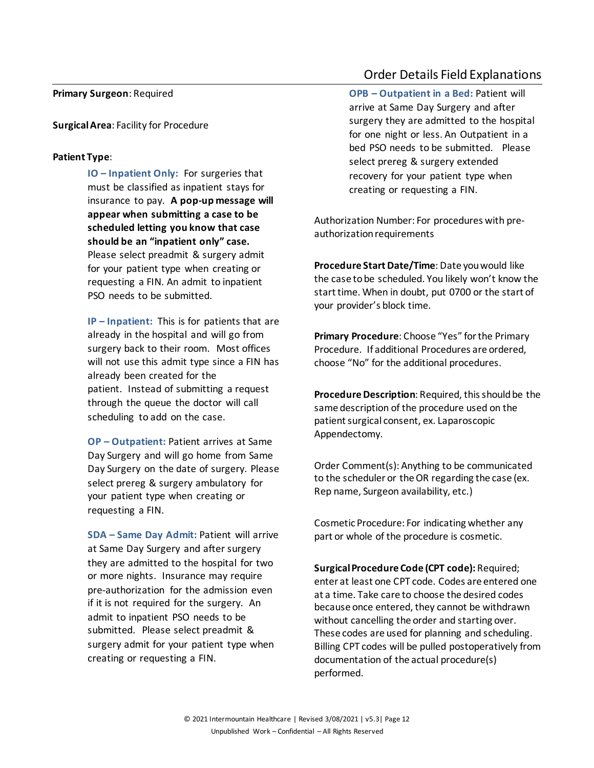# Order Details Field Explanations

**Primary Surgeon**: Required

**Surgical Area**: Facility for Procedure

**Patient Type**:

- **IO – Inpatient Only:** For surgeries that must be classified as inpatient stays for insurance to pay. **A pop-up message will appear when submitting a case to be scheduled letting you know that case should be an "inpatient only" case.** Please select preadmit & surgery admit for your patient type when creating or requesting a FIN. An admit to inpatient PSO needs to be submitted.

- **IP – Inpatient:** This is for patients that are already in the hospital and will go from surgery back to their room. Most offices will not use this admit type since a FIN has already been created for the patient. Instead of submitting a request through the queue the doctor will call scheduling to add on the case.

- **OP – Outpatient:** Patient arrives at Same Day Surgery and will go home from Same Day Surgery on the date of surgery. Please select prereg & surgery ambulatory for your patient type when creating or requesting a FIN.

- **SDA – Same Day Admit:** Patient will arrive at Same Day Surgery and after surgery they are admitted to the hospital for two or more nights. Insurance may require pre-authorization for the admission even if it is not required for the surgery. An admit to inpatient PSO needs to be submitted. Please select preadmit & surgery admit for your patient type when creating or requesting a FIN.

- **OPB – Outpatient in a Bed:** Patient will arrive at Same Day Surgery and after surgery they are admitted to the hospital for one night or less. An Outpatient in a bed PSO needs to be submitted. Please select prereg & surgery extended recovery for your patient type when creating or requesting a FIN.

Authorization Number: For procedures with pre-authorization requirements

**Procedure Start Date/Time**: Date you would like the case to be scheduled. You likely won't know the start time. When in doubt, put 0700 or the start of your provider's block time.

**Primary Procedure**: Choose "Yes" for the Primary Procedure. If additional Procedures are ordered, choose "No" for the additional procedures.

**Procedure Description**: Required, this should be the same description of the procedure used on the patient surgical consent, ex. Laparoscopic Appendectomy.

Order Comment(s): Anything to be communicated to the scheduler or the OR regarding the case (ex. Rep name, Surgeon availability, etc.)

Cosmetic Procedure: For indicating whether any part or whole of the procedure is cosmetic.

**Surgical Procedure Code (CPT code):** Required; enter at least one CPT code. Codes are entered one at a time. Take care to choose the desired codes because once entered, they cannot be withdrawn without cancelling the order and starting over. These codes are used for planning and scheduling. Billing CPT codes will be pulled postoperatively from documentation of the actual procedure(s) performed.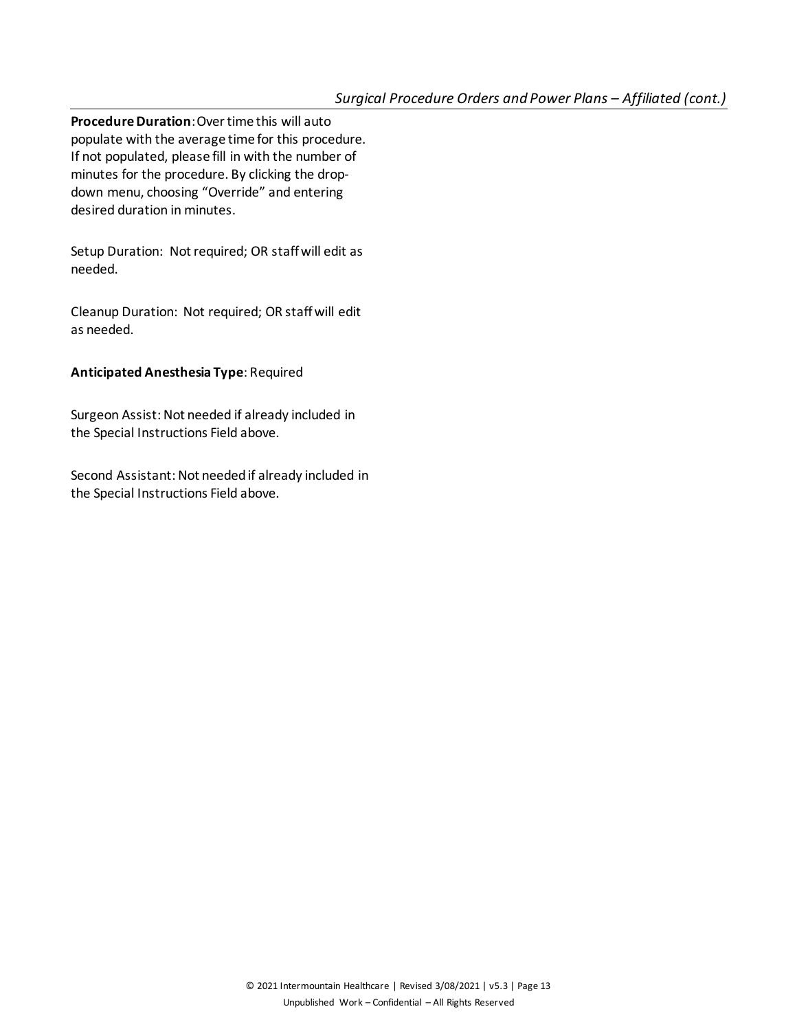**Procedure Duration**: Over time this will auto populate with the average time for this procedure. If not populated, please fill in with the number of minutes for the procedure. By clicking the drop-down menu, choosing "Override" and entering desired duration in minutes.

Setup Duration: Not required; OR staff will edit as needed.

Cleanup Duration: Not required; OR staff will edit as needed.

**Anticipated Anesthesia Type**: Required

Surgeon Assist: Not needed if already included in the Special Instructions Field above.

Second Assistant: Not needed if already included in the Special Instructions Field above.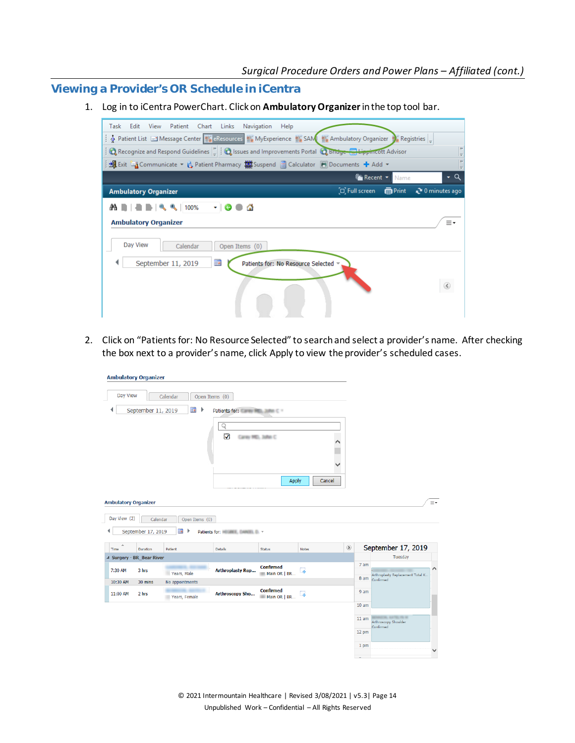## Viewing a Provider's OR Schedule in iCentra

1. Log in to iCentra PowerChart. Click on **Ambulatory Organizer** in the top tool bar.

2. Click on "Patients for: No Resource Selected" to search and select a provider's name. After checking the box next to a provider's name, click Apply to view the provider's scheduled cases.

© 2021 Intermountain Healthcare | Revised 3/08/2021 | v5.3| Page 14
Unpublished Work – Confidential – All Rights Reserved